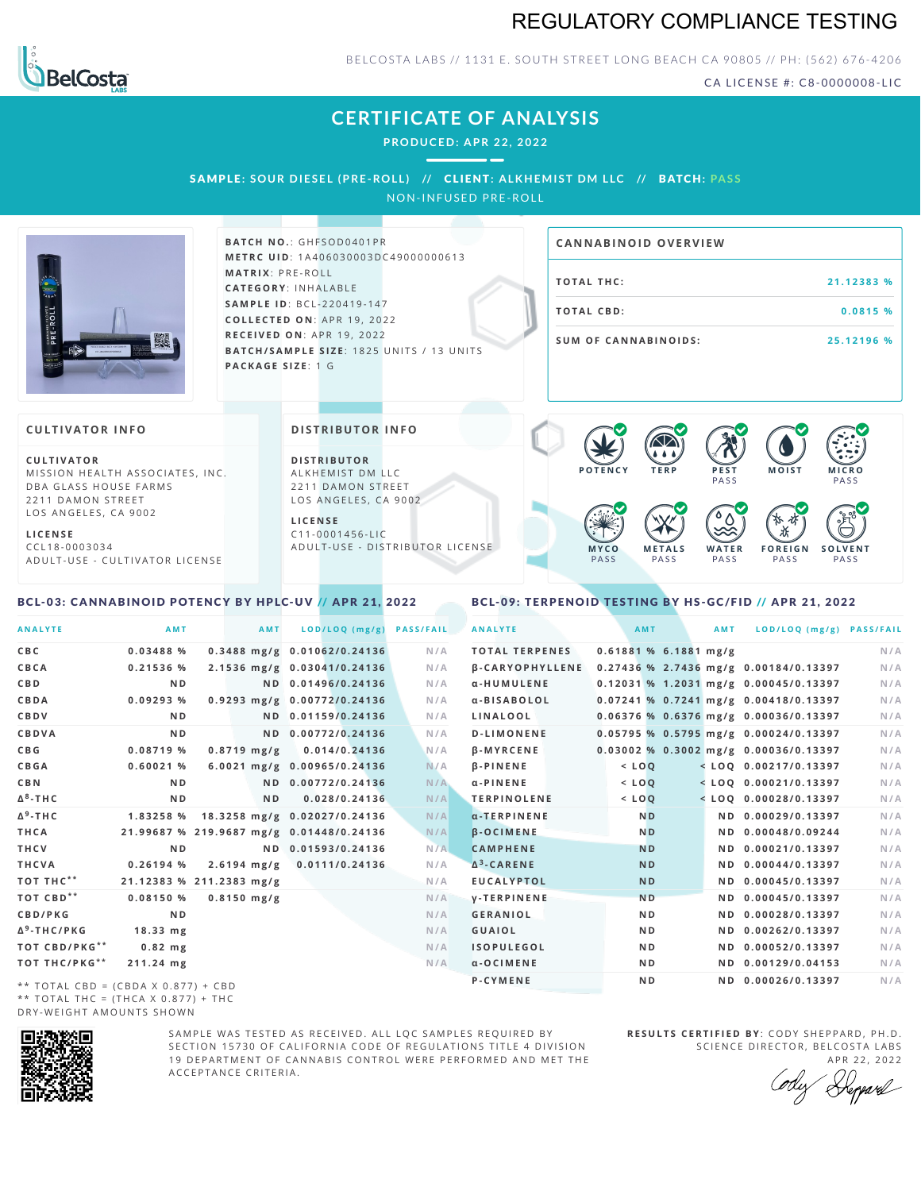# REGULATORY COMPLIANCE TESTING

BELCOSTA LABS // 1131 E. SOUTH STREET LONG BEACH CA 90805 // PH: (562) 676-4206

CA LICENSE #: C8-0000008-LIC

## CERTIFICATE OF ANALYSIS

**PRODUCED: APR 22, 2022**

**SAMPLE: SOUR DIESEL (PRE-ROLL) // CLIENT: ALKHEMIST DM LLC // BATCH: PASS**

NON-INFUSED PRE-ROLL

**BATCH NO.**: GHFSOD0401PR
**METRC UID**: 1A406030003DC49000000613
**MATRIX**: PRE-ROLL
**CATEGORY**: INHALABLE
**SAMPLE ID**: BCL-220419-147
**COLLECTED ON**: APR 19, 2022
**RECEIVED ON**: APR 19, 2022
**BATCH/SAMPLE SIZE**: 1825 UNITS / 13 UNITS
**PACKAGE SIZE**: 1 G

### CANNABINOID OVERVIEW

| | |
|---|---|
| TOTAL THC: | 21.12383 % |
| TOTAL CBD: | 0.0815 % |
| SUM OF CANNABINOIDS: | 25.12196 % |

### CULTIVATOR INFO

**CULTIVATOR**
MISSION HEALTH ASSOCIATES, INC.
DBA GLASS HOUSE FARMS
2211 DAMON STREET
LOS ANGELES, CA 9002

**LICENSE**
CCL18-0003034
ADULT-USE - CULTIVATOR LICENSE

### DISTRIBUTOR INFO

**DISTRIBUTOR**
ALKHEMIST DM LLC
2211 DAMON STREET
LOS ANGELES, CA 9002

**LICENSE**
C11-0001456-LIC
ADULT-USE - DISTRIBUTOR LICENSE

POTENCY | TERP | PEST PASS | MOIST | MICRO PASS | MYCO PASS | METALS PASS | WATER PASS | FOREIGN PASS | SOLVENT PASS

### BCL-03: CANNABINOID POTENCY BY HPLC-UV // APR 21, 2022

| ANALYTE | AMT | AMT | LOD/LOQ (mg/g) | PASS/FAIL |
|---|---|---|---|---|
| CBC | 0.03488 % | 0.3488 mg/g | 0.01062/0.24136 | N/A |
| CBCA | 0.21536 % | 2.1536 mg/g | 0.03041/0.24136 | N/A |
| CBD | ND | ND | 0.01496/0.24136 | N/A |
| CBDA | 0.09293 % | 0.9293 mg/g | 0.00772/0.24136 | N/A |
| CBDV | ND | ND | 0.01159/0.24136 | N/A |
| CBDVA | ND | ND | 0.00772/0.24136 | N/A |
| CBG | 0.08719 % | 0.8719 mg/g | 0.014/0.24136 | N/A |
| CBGA | 0.60021 % | 6.0021 mg/g | 0.00965/0.24136 | N/A |
| CBN | ND | ND | 0.00772/0.24136 | N/A |
| $\Delta^8$-THC | ND | ND | 0.028/0.24136 | N/A |
| $\Delta^9$-THC | 1.83258 % | 18.3258 mg/g | 0.02027/0.24136 | N/A |
| THCA | 21.99687 % | 219.9687 mg/g | 0.01448/0.24136 | N/A |
| THCV | ND | ND | 0.01593/0.24136 | N/A |
| THCVA | 0.26194 % | 2.6194 mg/g | 0.0111/0.24136 | N/A |
| TOT THC** | 21.12383 % | 211.2383 mg/g | | N/A |
| TOT CBD** | 0.08150 % | 0.8150 mg/g | | N/A |
| CBD/PKG | ND | | | N/A |
| $\Delta^9$-THC/PKG | 18.33 mg | | | N/A |
| TOT CBD/PKG** | 0.82 mg | | | N/A |
| TOT THC/PKG** | 211.24 mg | | | N/A |

** TOTAL CBD = (CBDA X 0.877) + CBD
** TOTAL THC = (THCA X 0.877) + THC
DRY-WEIGHT AMOUNTS SHOWN

### BCL-09: TERPENOID TESTING BY HS-GC/FID // APR 21, 2022

| ANALYTE | AMT | AMT | LOD/LOQ (mg/g) | PASS/FAIL |
|---|---|---|---|---|
| TOTAL TERPENES | 0.61881 % | 6.1881 mg/g | | N/A |
| β-CARYOPHYLLENE | 0.27436 % | 2.7436 mg/g | 0.00184/0.13397 | N/A |
| α-HUMULENE | 0.12031 % | 1.2031 mg/g | 0.00045/0.13397 | N/A |
| α-BISABOLOL | 0.07241 % | 0.7241 mg/g | 0.00418/0.13397 | N/A |
| LINALOOL | 0.06376 % | 0.6376 mg/g | 0.00036/0.13397 | N/A |
| D-LIMONENE | 0.05795 % | 0.5795 mg/g | 0.00024/0.13397 | N/A |
| β-MYRCENE | 0.03002 % | 0.3002 mg/g | 0.00036/0.13397 | N/A |
| β-PINENE | < LOQ | < LOQ | 0.00217/0.13397 | N/A |
| α-PINENE | < LOQ | < LOQ | 0.00021/0.13397 | N/A |
| TERPINOLENE | < LOQ | < LOQ | 0.00028/0.13397 | N/A |
| α-TERPINENE | ND | ND | 0.00029/0.13397 | N/A |
| β-OCIMENE | ND | ND | 0.00048/0.09244 | N/A |
| CAMPHENE | ND | ND | 0.00021/0.13397 | N/A |
| $\Delta^3$-CARENE | ND | ND | 0.00044/0.13397 | N/A |
| EUCALYPTOL | ND | ND | 0.00045/0.13397 | N/A |
| γ-TERPINENE | ND | ND | 0.00045/0.13397 | N/A |
| GERANIOL | ND | ND | 0.00028/0.13397 | N/A |
| GUAIOL | ND | ND | 0.00262/0.13397 | N/A |
| ISOPULEGOL | ND | ND | 0.00052/0.13397 | N/A |
| α-OCIMENE | ND | ND | 0.00129/0.04153 | N/A |
| P-CYMENE | ND | ND | 0.00026/0.13397 | N/A |

SAMPLE WAS TESTED AS RECEIVED. ALL LQC SAMPLES REQUIRED BY SECTION 15730 OF CALIFORNIA CODE OF REGULATIONS TITLE 4 DIVISION 19 DEPARTMENT OF CANNABIS CONTROL WERE PERFORMED AND MET THE ACCEPTANCE CRITERIA.

**RESULTS CERTIFIED BY**: CODY SHEPPARD, PH.D.
SCIENCE DIRECTOR, BELCOSTA LABS
APR 22, 2022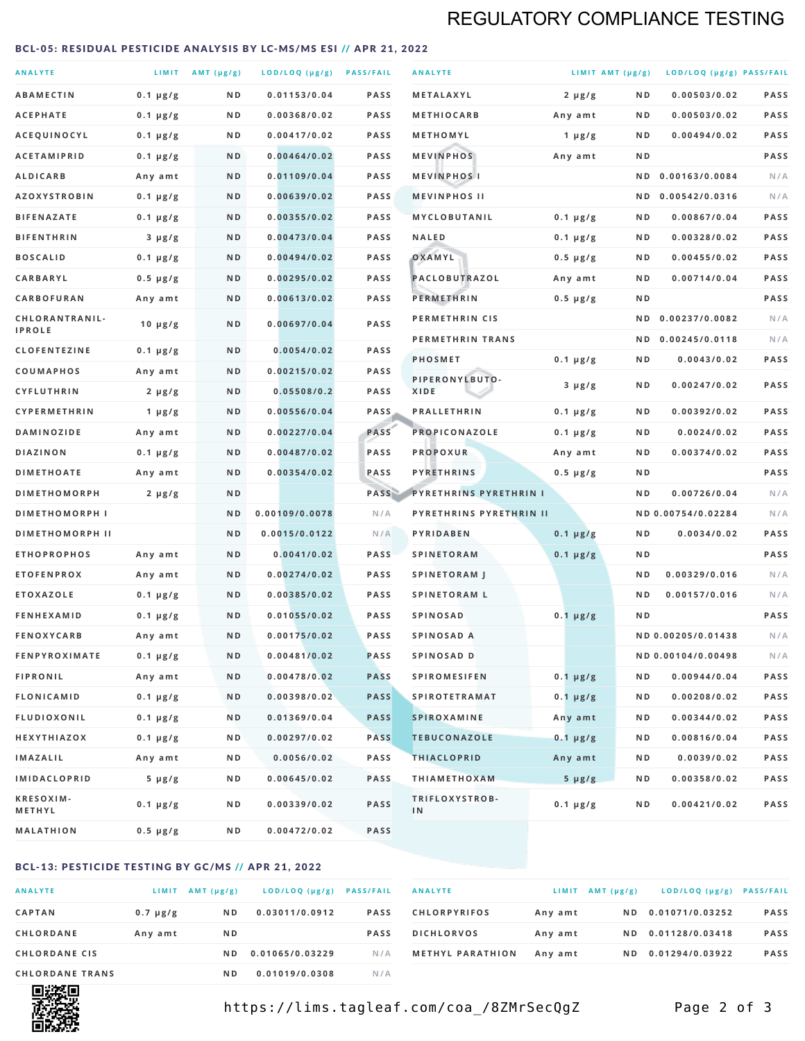## REGULATORY COMPLIANCE TESTING

### BCL-05: RESIDUAL PESTICIDE ANALYSIS BY LC-MS/MS ESI // APR 21, 2022

| ANALYTE | LIMIT | AMT (µg/g) | LOD/LOQ (µg/g) | PASS/FAIL |
|---|---|---|---|---|
| ABAMECTIN | 0.1 µg/g | ND | 0.01153/0.04 | PASS |
| ACEPHATE | 0.1 µg/g | ND | 0.00368/0.02 | PASS |
| ACEQUINOCYL | 0.1 µg/g | ND | 0.00417/0.02 | PASS |
| ACETAMIPRID | 0.1 µg/g | ND | 0.00464/0.02 | PASS |
| ALDICARB | Any amt | ND | 0.01109/0.04 | PASS |
| AZOXYSTROBIN | 0.1 µg/g | ND | 0.00639/0.02 | PASS |
| BIFENAZATE | 0.1 µg/g | ND | 0.00355/0.02 | PASS |
| BIFENTHRIN | 3 µg/g | ND | 0.00473/0.04 | PASS |
| BOSCALID | 0.1 µg/g | ND | 0.00494/0.02 | PASS |
| CARBARYL | 0.5 µg/g | ND | 0.00295/0.02 | PASS |
| CARBOFURAN | Any amt | ND | 0.00613/0.02 | PASS |
| CHLORANTRANILIPROLE | 10 µg/g | ND | 0.00697/0.04 | PASS |
| CLOFENTEZINE | 0.1 µg/g | ND | 0.0054/0.02 | PASS |
| COUMAPHOS | Any amt | ND | 0.00215/0.02 | PASS |
| CYFLUTHRIN | 2 µg/g | ND | 0.05508/0.2 | PASS |
| CYPERMETHRIN | 1 µg/g | ND | 0.00556/0.04 | PASS |
| DAMINOZIDE | Any amt | ND | 0.00227/0.04 | PASS |
| DIAZINON | 0.1 µg/g | ND | 0.00487/0.02 | PASS |
| DIMETHOATE | Any amt | ND | 0.00354/0.02 | PASS |
| DIMETHOMORPH | 2 µg/g | ND | | PASS |
| DIMETHOMORPH I | | ND | 0.00109/0.0078 | N/A |
| DIMETHOMORPH II | | ND | 0.0015/0.0122 | N/A |
| ETHOPROPHOS | Any amt | ND | 0.0041/0.02 | PASS |
| ETOFENPROX | Any amt | ND | 0.00274/0.02 | PASS |
| ETOXAZOLE | 0.1 µg/g | ND | 0.00385/0.02 | PASS |
| FENHEXAMID | 0.1 µg/g | ND | 0.01055/0.02 | PASS |
| FENOXYCARB | Any amt | ND | 0.00175/0.02 | PASS |
| FENPYROXIMATE | 0.1 µg/g | ND | 0.00481/0.02 | PASS |
| FIPRONIL | Any amt | ND | 0.00478/0.02 | PASS |
| FLONICAMID | 0.1 µg/g | ND | 0.00398/0.02 | PASS |
| FLUDIOXONIL | 0.1 µg/g | ND | 0.01369/0.04 | PASS |
| HEXYTHIAZOX | 0.1 µg/g | ND | 0.00297/0.02 | PASS |
| IMAZALIL | Any amt | ND | 0.0056/0.02 | PASS |
| IMIDACLOPRID | 5 µg/g | ND | 0.00645/0.02 | PASS |
| KRESOXIM-METHYL | 0.1 µg/g | ND | 0.00339/0.02 | PASS |
| MALATHION | 0.5 µg/g | ND | 0.00472/0.02 | PASS |
| METALAXYL | 2 µg/g | ND | 0.00503/0.02 | PASS |
| METHIOCARB | Any amt | ND | 0.00503/0.02 | PASS |
| METHOMYL | 1 µg/g | ND | 0.00494/0.02 | PASS |
| MEVINPHOS | Any amt | ND | | PASS |
| MEVINPHOS I | | ND | 0.00163/0.0084 | N/A |
| MEVINPHOS II | | ND | 0.00542/0.0316 | N/A |
| MYCLOBUTANIL | 0.1 µg/g | ND | 0.00867/0.04 | PASS |
| NALED | 0.1 µg/g | ND | 0.00328/0.02 | PASS |
| OXAMYL | 0.5 µg/g | ND | 0.00455/0.02 | PASS |
| PACLOBUTRAZOL | Any amt | ND | 0.00714/0.04 | PASS |
| PERMETHRIN | 0.5 µg/g | ND | | PASS |
| PERMETHRIN CIS | | ND | 0.00237/0.0082 | N/A |
| PERMETHRIN TRANS | | ND | 0.00245/0.0118 | N/A |
| PHOSMET | 0.1 µg/g | ND | 0.0043/0.02 | PASS |
| PIPERONYLBUTOXIDE | 3 µg/g | ND | 0.00247/0.02 | PASS |
| PRALLETHRIN | 0.1 µg/g | ND | 0.00392/0.02 | PASS |
| PROPICONAZOLE | 0.1 µg/g | ND | 0.0024/0.02 | PASS |
| PROPOXUR | Any amt | ND | 0.00374/0.02 | PASS |
| PYRETHRINS | 0.5 µg/g | ND | | PASS |
| PYRETHRINS PYRETHRIN I | | ND | 0.00726/0.04 | N/A |
| PYRETHRINS PYRETHRIN II | | ND | 0.00754/0.02284 | N/A |
| PYRIDABEN | 0.1 µg/g | ND | 0.0034/0.02 | PASS |
| SPINETORAM | 0.1 µg/g | ND | | PASS |
| SPINETORAM J | | ND | 0.00329/0.016 | N/A |
| SPINETORAM L | | ND | 0.00157/0.016 | N/A |
| SPINOSAD | 0.1 µg/g | ND | | PASS |
| SPINOSAD A | | ND | 0.00205/0.01438 | N/A |
| SPINOSAD D | | ND | 0.00104/0.00498 | N/A |
| SPIROMESIFEN | 0.1 µg/g | ND | 0.00944/0.04 | PASS |
| SPIROTETRAMAT | 0.1 µg/g | ND | 0.00208/0.02 | PASS |
| SPIROXAMINE | Any amt | ND | 0.00344/0.02 | PASS |
| TEBUCONAZOLE | 0.1 µg/g | ND | 0.00816/0.04 | PASS |
| THIACLOPRID | Any amt | ND | 0.0039/0.02 | PASS |
| THIAMETHOXAM | 5 µg/g | ND | 0.00358/0.02 | PASS |
| TRIFLOXYSTROBIN | 0.1 µg/g | ND | 0.00421/0.02 | PASS |

### BCL-13: PESTICIDE TESTING BY GC/MS // APR 21, 2022

| ANALYTE | LIMIT | AMT (µg/g) | LOD/LOQ (µg/g) | PASS/FAIL |
|---|---|---|---|---|
| CAPTAN | 0.7 µg/g | ND | 0.03011/0.0912 | PASS |
| CHLORDANE | Any amt | ND | | PASS |
| CHLORDANE CIS | | ND | 0.01065/0.03229 | N/A |
| CHLORDANE TRANS | | ND | 0.01019/0.0308 | N/A |
| CHLORPYRIFOS | Any amt | ND | 0.01071/0.03252 | PASS |
| DICHLORVOS | Any amt | ND | 0.01128/0.03418 | PASS |
| METHYL PARATHION | Any amt | ND | 0.01294/0.03922 | PASS |

https://lims.tagleaf.com/coa_/8ZMrSecQgZ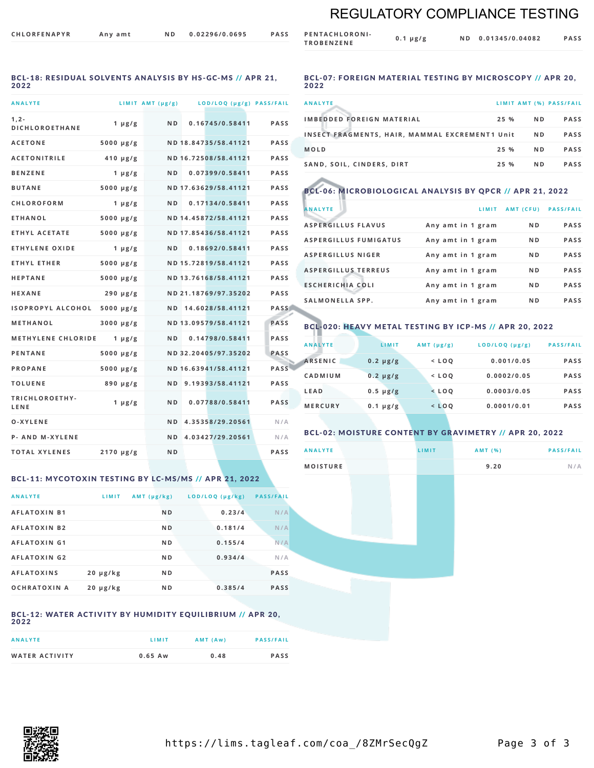# REGULATORY COMPLIANCE TESTING

| | | | | |
|---|---|---|---|---|
| CHLORFENAPYR | Any amt | ND | 0.02296/0.0695 | PASS |
| PENTACHLORONITROBENZENE | 0.1 µg/g | ND | 0.01345/0.04082 | PASS |

## BCL-18: RESIDUAL SOLVENTS ANALYSIS BY HS-GC-MS // APR 21, 2022

| ANALYTE | LIMIT | AMT (µg/g) | LOD/LOQ (µg/g) | PASS/FAIL |
|---|---|---|---|---|
| 1,2-DICHLOROETHANE | 1 µg/g | ND | 0.16745/0.58411 | PASS |
| ACETONE | 5000 µg/g | ND | 18.84735/58.41121 | PASS |
| ACETONITRILE | 410 µg/g | ND | 16.72508/58.41121 | PASS |
| BENZENE | 1 µg/g | ND | 0.07399/0.58411 | PASS |
| BUTANE | 5000 µg/g | ND | 17.63629/58.41121 | PASS |
| CHLOROFORM | 1 µg/g | ND | 0.17134/0.58411 | PASS |
| ETHANOL | 5000 µg/g | ND | 14.45872/58.41121 | PASS |
| ETHYL ACETATE | 5000 µg/g | ND | 17.85436/58.41121 | PASS |
| ETHYLENE OXIDE | 1 µg/g | ND | 0.18692/0.58411 | PASS |
| ETHYL ETHER | 5000 µg/g | ND | 15.72819/58.41121 | PASS |
| HEPTANE | 5000 µg/g | ND | 13.76168/58.41121 | PASS |
| HEXANE | 290 µg/g | ND | 21.18769/97.35202 | PASS |
| ISOPROPYL ALCOHOL | 5000 µg/g | ND | 14.6028/58.41121 | PASS |
| METHANOL | 3000 µg/g | ND | 13.09579/58.41121 | PASS |
| METHYLENE CHLORIDE | 1 µg/g | ND | 0.14798/0.58411 | PASS |
| PENTANE | 5000 µg/g | ND | 32.20405/97.35202 | PASS |
| PROPANE | 5000 µg/g | ND | 16.63941/58.41121 | PASS |
| TOLUENE | 890 µg/g | ND | 9.19393/58.41121 | PASS |
| TRICHLOROETHYLENE | 1 µg/g | ND | 0.07788/0.58411 | PASS |
| O-XYLENE | | ND | 4.35358/29.20561 | N/A |
| P- AND M-XYLENE | | ND | 4.03427/29.20561 | N/A |
| TOTAL XYLENES | 2170 µg/g | ND | | PASS |

## BCL-11: MYCOTOXIN TESTING BY LC-MS/MS // APR 21, 2022

| ANALYTE | LIMIT | AMT (µg/kg) | LOD/LOQ (µg/kg) | PASS/FAIL |
|---|---|---|---|---|
| AFLATOXIN B1 | | ND | 0.23/4 | N/A |
| AFLATOXIN B2 | | ND | 0.181/4 | N/A |
| AFLATOXIN G1 | | ND | 0.155/4 | N/A |
| AFLATOXIN G2 | | ND | 0.934/4 | N/A |
| AFLATOXINS | 20 µg/kg | ND | | PASS |
| OCHRATOXIN A | 20 µg/kg | ND | 0.385/4 | PASS |

## BCL-12: WATER ACTIVITY BY HUMIDITY EQUILIBRIUM // APR 20, 2022

| ANALYTE | LIMIT | AMT (Aw) | PASS/FAIL |
|---|---|---|---|
| WATER ACTIVITY | 0.65 Aw | 0.48 | PASS |

## BCL-07: FOREIGN MATERIAL TESTING BY MICROSCOPY // APR 20, 2022

| ANALYTE | LIMIT | AMT (%) | PASS/FAIL |
|---|---|---|---|
| IMBEDDED FOREIGN MATERIAL | 25 % | ND | PASS |
| INSECT FRAGMENTS, HAIR, MAMMAL EXCREMENT | 1 Unit | ND | PASS |
| MOLD | 25 % | ND | PASS |
| SAND, SOIL, CINDERS, DIRT | 25 % | ND | PASS |

## BCL-06: MICROBIOLOGICAL ANALYSIS BY QPCR // APR 21, 2022

| ANALYTE | LIMIT | AMT (CFU) | PASS/FAIL |
|---|---|---|---|
| ASPERGILLUS FLAVUS | Any amt in 1 gram | ND | PASS |
| ASPERGILLUS FUMIGATUS | Any amt in 1 gram | ND | PASS |
| ASPERGILLUS NIGER | Any amt in 1 gram | ND | PASS |
| ASPERGILLUS TERREUS | Any amt in 1 gram | ND | PASS |
| ESCHERICHIA COLI | Any amt in 1 gram | ND | PASS |
| SALMONELLA SPP. | Any amt in 1 gram | ND | PASS |

## BCL-020: HEAVY METAL TESTING BY ICP-MS // APR 20, 2022

| ANALYTE | LIMIT | AMT (µg/g) | LOD/LOQ (µg/g) | PASS/FAIL |
|---|---|---|---|---|
| ARSENIC | 0.2 µg/g | < LOQ | 0.001/0.05 | PASS |
| CADMIUM | 0.2 µg/g | < LOQ | 0.0002/0.05 | PASS |
| LEAD | 0.5 µg/g | < LOQ | 0.0003/0.05 | PASS |
| MERCURY | 0.1 µg/g | < LOQ | 0.0001/0.01 | PASS |

## BCL-02: MOISTURE CONTENT BY GRAVIMETRY // APR 20, 2022

| ANALYTE | LIMIT | AMT (%) | PASS/FAIL |
|---|---|---|---|
| MOISTURE | | 9.20 | N/A |

https://lims.tagleaf.com/coa_/8ZMrSecQgZ